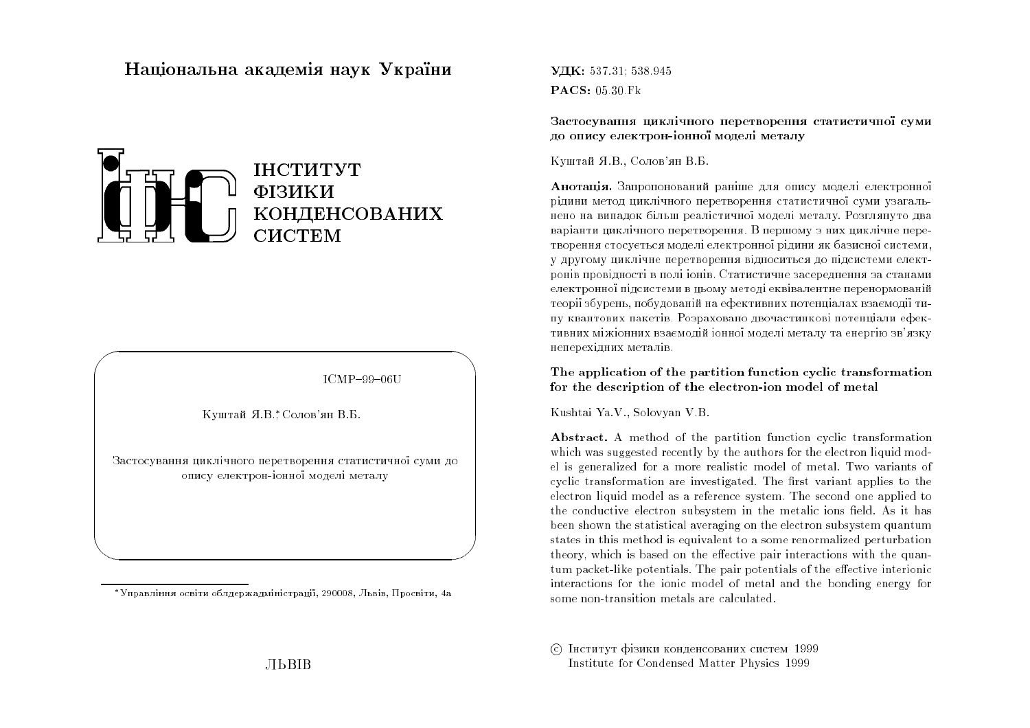# Національна академія наук України

ІНСТИТУТ
ФІЗИКИ
КОНДЕНСОВАНИХ
СИСТЕМ

ICMP–99–06U

Куштай Я.В.,[*] Солов'ян В.Б.

Застосування циклічного перетворення статистичної суми до опису електрон-іонної моделі металу

[*] Управління освіти облдержадміністрації, 290008, Львів, Просвіти, 4а

ЛЬВІВ

**УДК:** 537.31; 538.945
**PACS:** 05.30.Fk

**Застосування циклічного перетворення статистичної суми до опису електрон-іонної моделі металу**

Куштай Я.В., Солов'ян В.Б.

**Анотація.** Запропонований раніше для опису моделі електронної рідини метод циклічного перетворення статистичної суми узагальнено на випадок більш реалістичної моделі металу. Розглянуто два варіанти циклічного перетворення. В першому з них циклічне перетворення стосується моделі електронної рідини як базисної системи, у другому циклічне перетворення відноситься до підсистеми електронів провідності в полі іонів. Статистичне засереднення за станами електронної підсистеми в цьому методі еквівалентне перенормованій теорії збурень, побудованій на ефективних потенціалах взаємодії типу квантових пакетів. Розраховано двочастинкові потенціали ефективних міжіонних взаємодій іонної моделі металу та енергію зв'язку неперехідних металів.

**The application of the partition function cyclic transformation for the description of the electron-ion model of metal**

Kushtai Ya.V., Solovyan V.B.

**Abstract.** A method of the partition function cyclic transformation which was suggested recently by the authors for the electron liquid model is generalized for a more realistic model of metal. Two variants of cyclic transformation are investigated. The first variant applies to the electron liquid model as a reference system. The second one applied to the conductive electron subsystem in the metalic ions field. As it has been shown the statistical averaging on the electron subsystem quantum states in this method is equivalent to a some renormalized perturbation theory, which is based on the effective pair interactions with the quantum packet-like potentials. The pair potentials of the effective interionic interactions for the ionic model of metal and the bonding energy for some non-transition metals are calculated.

© Інститут фізики конденсованих систем 1999
Institute for Condensed Matter Physics 1999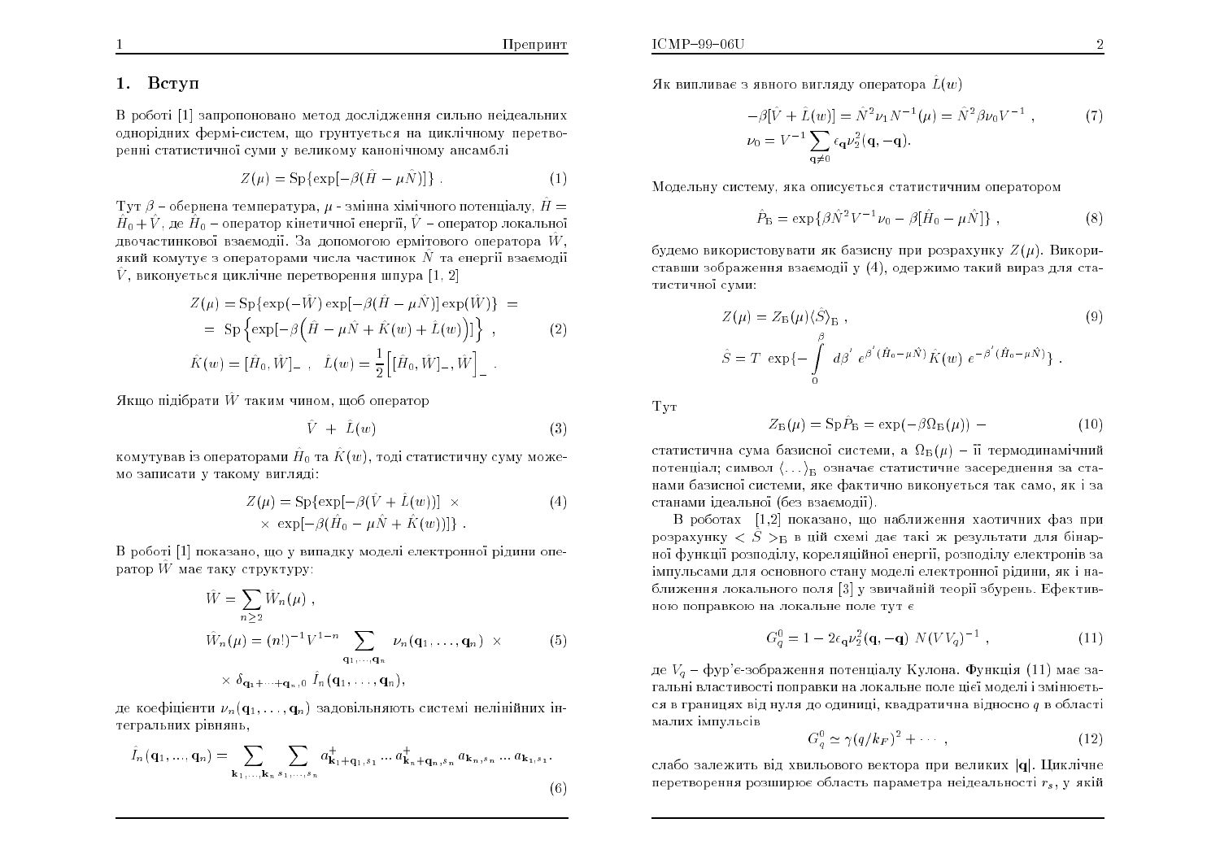## 1. Вступ

В роботі [1] запропоновано метод дослідження сильно неідеальних однорідних фермі-систем, що грунтується на циклічному перетворенні статистичної суми у великому канонічному ансамблі

$$Z(\mu) = \mathrm{Sp}\{\exp[-\beta(\hat{H} - \mu\hat{N})]\} . \tag{1}$$

Тут $\beta$ – обернена температура, $\mu$ - змінна хімічного потенціалу, $\hat{H} = \hat{H}_0 + \hat{V}$, де $\hat{H}_0$ – оператор кінетичної енергії, $\hat{V}$ – оператор локальної двочастинкової взаємодії. За допомогою ермітового оператора $\hat{W}$, який комутує з операторами числа частинок $\hat{N}$ та енергії взаємодії $\hat{V}$, виконується циклічне перетворення шпура [1, 2]

$$\begin{aligned} Z(\mu) &= \mathrm{Sp}\{\exp(-\hat{W})\exp[-\beta(\hat{H} - \mu\hat{N})]\exp(\hat{W})\} = \\ &= \mathrm{Sp}\left\{\exp[-\beta\Big(\hat{H} - \mu\hat{N} + \hat{K}(w) + \hat{L}(w)\Big)]\right\} , \\ \hat{K}(w) &= [\hat{H}_0, \hat{W}]_- , \quad \hat{L}(w) = \frac{1}{2}\Big[[\hat{H}_0, \hat{W}]_-, \hat{W}\Big]_- . \end{aligned} \tag{2}$$

Якщо підібрати $\hat{W}$ таким чином, щоб оператор

$$\hat{V} \; + \; \hat{L}(w) \tag{3}$$

комутував із операторами $\hat{H}_0$ та $\hat{K}(w)$, тоді статистичну суму можемо записати у такому вигляді:

$$\begin{aligned} Z(\mu) = \mathrm{Sp}\{&\exp[-\beta(\hat{V} + \hat{L}(w))] \; \times \\ &\times \; \exp[-\beta(\hat{H}_0 - \mu\hat{N} + \hat{K}(w))]\} . \end{aligned} \tag{4}$$

В роботі [1] показано, що у випадку моделі електронної рідини оператор $\hat{W}$ має таку структуру:

$$\begin{aligned} \hat{W} &= \sum_{n \geq 2} \hat{W}_n(\mu) , \\ \hat{W}_n(\mu) &= (n!)^{-1} V^{1-n} \sum_{\mathbf{q}_1, \ldots, \mathbf{q}_n} \nu_n(\mathbf{q}_1, \ldots, \mathbf{q}_n) \; \times \\ &\times \; \delta_{\mathbf{q}_1 + \cdots + \mathbf{q}_n, 0} \; \hat{I}_n(\mathbf{q}_1, \ldots, \mathbf{q}_n), \end{aligned} \tag{5}$$

де коефіцієнти $\nu_n(\mathbf{q}_1, \ldots, \mathbf{q}_n)$ задовільняють системі нелінійних інтегральних рівнянь,

$$\hat{I}_n(\mathbf{q}_1, ..., \mathbf{q}_n) = \sum_{\mathbf{k}_1, \ldots, \mathbf{k}_n} \sum_{s_1, \ldots, s_n} a^+_{\mathbf{k}_1 + \mathbf{q}_1, s_1} \ldots a^+_{\mathbf{k}_n + \mathbf{q}_n, s_n} \, a_{\mathbf{k}_n, s_n} \ldots a_{\mathbf{k}_1, s_1} . \tag{6}$$

Як випливає з явного вигляду оператора $\hat{L}(w)$

$$\begin{aligned} -\beta[\hat{V} + \hat{L}(w)] &= \hat{N}^2 \nu_1 N^{-1}(\mu) = \hat{N}^2 \beta \nu_0 V^{-1} , \\ \nu_0 &= V^{-1} \sum_{\mathbf{q} \neq 0} \epsilon_{\mathbf{q}} \nu_2^2(\mathbf{q}, -\mathbf{q}). \end{aligned} \tag{7}$$

Модельну систему, яка описується статистичним оператором

$$\hat{P}_{\text{Б}} = \exp\{\beta\hat{N}^2 V^{-1}\nu_0 - \beta[\hat{H}_0 - \mu\hat{N}]\} , \tag{8}$$

будемо використовувати як базисну при розрахунку $Z(\mu)$. Використавши зображення взаємодії у (4), одержимо такий вираз для статистичної суми:

$$\begin{aligned} Z(\mu) &= Z_{\text{Б}}(\mu) \langle \hat{S} \rangle_{\text{Б}} , \\ \hat{S} &= T \; \exp\{-\int_0^\beta d\beta' \; e^{\beta'(\hat{H}_0 - \mu\hat{N})} \hat{K}(w) \; e^{-\beta'(\hat{H}_0 - \mu\hat{N})}\} . \end{aligned} \tag{9}$$

Тут

$$Z_{\text{Б}}(\mu) = \mathrm{Sp}\hat{P}_{\text{Б}} = \exp(-\beta\Omega_{\text{Б}}(\mu)) \; - \tag{10}$$

статистична сума базисної системи, а $\Omega_{\text{Б}}(\mu)$ – її термодинамічний потенціал; символ $\langle \ldots \rangle_{\text{Б}}$ означає статистичне засереднення за станами базисної системи, яке фактично виконується так само, як і за станами ідеальної (без взаємодії).

В роботах [1,2] показано, що наближення хаотичних фаз при розрахунку $< \hat{S} >_{\text{Б}}$ в цій схемі дає такі ж результати для бінарної функції розподілу, кореляційної енергії, розподілу електронів за імпульсами для основного стану моделі електронної рідини, як і наближення локального поля [3] у звичайній теорії збурень. Ефективною поправкою на локальне поле тут є

$$G^0_q = 1 - 2\epsilon_{\mathbf{q}} \nu_2^2(\mathbf{q}, -\mathbf{q}) \; N(VV_q)^{-1} , \tag{11}$$

де $V_q$ – фур'є-зображення потенціалу Кулона. Функція (11) має загальні властивості поправки на локальне поле цієї моделі і змінюється в границях від нуля до одиниці, квадратична відносно $q$ в області малих імпульсів

$$G^0_q \simeq \gamma(q/k_F)^2 + \cdots , \tag{12}$$

слабо залежить від хвильового вектора при великих $|\mathbf{q}|$. Циклічне перетворення розширює область параметра неідеальності $r_s$, у якій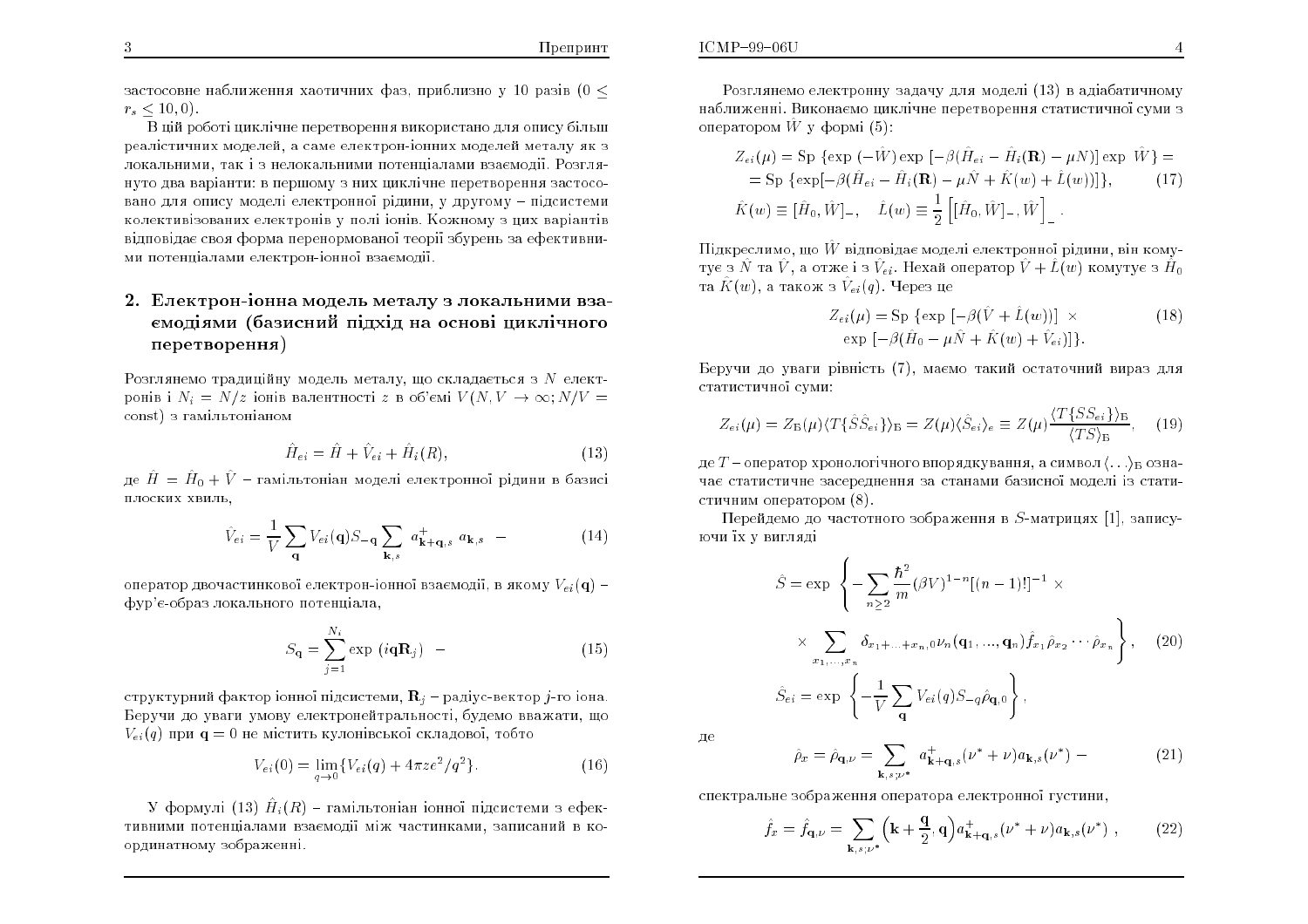застосовне наближення хаотичних фаз, приблизно у 10 разів ($0 \leq r_s \leq 10,0$).

В цій роботі циклічне перетворення використано для опису більш реалістичних моделей, а саме електрон-іонних моделей металу як з локальними, так і з нелокальними потенціалами взаємодії. Розглянуто два варіанти: в першому з них циклічне перетворення застосовано для опису моделі електронної рідини, у другому – підсистеми колективізованих електронів у полі іонів. Кожному з цих варіантів відповідає своя форма перенормованої теорії збурень за ефективними потенціалами електрон-іонної взаємодії.

## 2. Електрон-іонна модель металу з локальними взаємодіями (базисний підхід на основі циклічного перетворення)

Розглянемо традиційну модель металу, що складається з $N$ електронів і $N_i = N/z$ іонів валентності $z$ в об'ємі $V(N, V \to \infty; N/V = \mathrm{const})$ з гамільтоніаном

$$\hat{H}_{ei} = \hat{H} + \hat{V}_{ei} + \hat{H}_i(R), \tag{13}$$

де $\hat{H} = \hat{H}_0 + \hat{V}$ – гамільтоніан моделі електронної рідини в базисі плоских хвиль,

$$\hat{V}_{ei} = \frac{1}{V}\sum_{\mathbf{q}} V_{ei}(\mathbf{q}) S_{-\mathbf{q}} \sum_{\mathbf{k},s} a^+_{\mathbf{k}+\mathbf{q},s}\, a_{\mathbf{k},s} \ - \tag{14}$$

оператор двочастинкової електрон-іонної взаємодії, в якому $V_{ei}(\mathbf{q})$ – фур'є-образ локального потенціала,

$$S_{\mathbf{q}} = \sum_{j=1}^{N_i} \exp\,(i\mathbf{q}\mathbf{R}_j) \ - \tag{15}$$

структурний фактор іонної підсистеми, $\mathbf{R}_j$ – радіус-вектор $j$-го іона. Беручи до уваги умову електронейтральності, будемо вважати, що $V_{ei}(q)$ при $\mathbf{q} = 0$ не містить кулонівської складової, тобто

$$V_{ei}(0) = \lim_{q\to 0}\{V_{ei}(q) + 4\pi z e^2/q^2\}. \tag{16}$$

У формулі (13) $\hat{H}_i(R)$ – гамільтоніан іонної підсистеми з ефективними потенціалами взаємодії між частинками, записаний в координатному зображенні.

Розглянемо електронну задачу для моделі (13) в адіабатичному наближенні. Виконаємо циклічне перетворення статистичної суми з оператором $W$ у формі (5):

$$\begin{aligned} Z_{ei}(\mu) &= \mathrm{Sp}\,\{\exp\,(-\hat{W})\exp\,[-\beta(\hat{H}_{ei} - \hat{H}_i(\mathbf{R}) - \mu N)]\exp\ \hat{W}\} = \\ &= \mathrm{Sp}\,\{\exp[-\beta(\hat{H}_{ei} - \hat{H}_i(\mathbf{R}) - \mu\hat{N} + \hat{K}(w) + \hat{L}(w))]\}, \end{aligned} \tag{17}$$

$$\hat{K}(w) \equiv [\hat{H}_0, \hat{W}]_-, \quad \hat{L}(w) \equiv \frac{1}{2}\left[[\hat{H}_0, \hat{W}]_-, \hat{W}\right]_-.$$

Підкреслимо, що $\hat{W}$ відповідає моделі електронної рідини, він комутує з $\hat{N}$ та $\hat{V}$, а отже і з $\hat{V}_{ei}$. Нехай оператор $\hat{V} + \hat{L}(w)$ комутує з $\hat{H}_0$ та $\hat{K}(w)$, а також з $\hat{V}_{ei}(q)$. Через це

$$\begin{aligned} Z_{ei}(\mu) = \mathrm{Sp}\,\{&\exp\,[-\beta(\hat{V} + \hat{L}(w))]\ \times \\ &\exp\,[-\beta(\hat{H}_0 - \mu\hat{N} + \hat{K}(w) + \hat{V}_{ei})]\}. \end{aligned} \tag{18}$$

Беручи до уваги рівність (7), маємо такий остаточний вираз для статистичної суми:

$$Z_{ei}(\mu) = Z_{\text{Б}}(\mu)\langle T\{\hat{S}\hat{S}_{ei}\}\rangle_{\text{Б}} = Z(\mu)\langle\hat{S}_{ei}\rangle_e \equiv Z(\mu)\frac{\langle T\{SS_{ei}\}\rangle_{\text{Б}}}{\langle TS\rangle_{\text{Б}}}, \tag{19}$$

де $T$ – оператор хронологічного впорядкування, а символ $\langle\ldots\rangle_{\text{Б}}$ означає статистичне засереднення за станами базисної моделі із статистичним оператором (8).

Перейдемо до частотного зображення в $S$-матрицях [1], записуючи їх у вигляді

$$\hat{S} = \exp\left\{-\sum_{n\geq 2}\frac{\hbar^2}{m}(\beta V)^{1-n}[(n-1)!]^{-1}\ \times \right.$$

$$\left.\times \sum_{x_1,\ldots,x_n}\delta_{x_1+\ldots+x_n,0}\,\nu_n(\mathbf{q}_1,\ldots,\mathbf{q}_n)\hat{f}_{x_1}\hat{\rho}_{x_2}\cdots\hat{\rho}_{x_n}\right\}, \tag{20}$$

$$\hat{S}_{ei} = \exp\left\{-\frac{1}{V}\sum_{\mathbf{q}} V_{ei}(q) S_{-q}\hat{\rho}_{\mathbf{q},0}\right\},$$

де

$$\hat{\rho}_x = \hat{\rho}_{\mathbf{q},\nu} = \sum_{\mathbf{k},s;\nu^*} a^+_{\mathbf{k}+\mathbf{q},s}(\nu^*+\nu)a_{\mathbf{k},s}(\nu^*) \ - \tag{21}$$

спектральне зображення оператора електронної густини,

$$\hat{f}_x = \hat{f}_{\mathbf{q},\nu} = \sum_{\mathbf{k},s;\nu^*}\left(\mathbf{k} + \frac{\mathbf{q}}{2}, \mathbf{q}\right)a^+_{\mathbf{k}+\mathbf{q},s}(\nu^*+\nu)a_{\mathbf{k},s}(\nu^*)\ , \tag{22}$$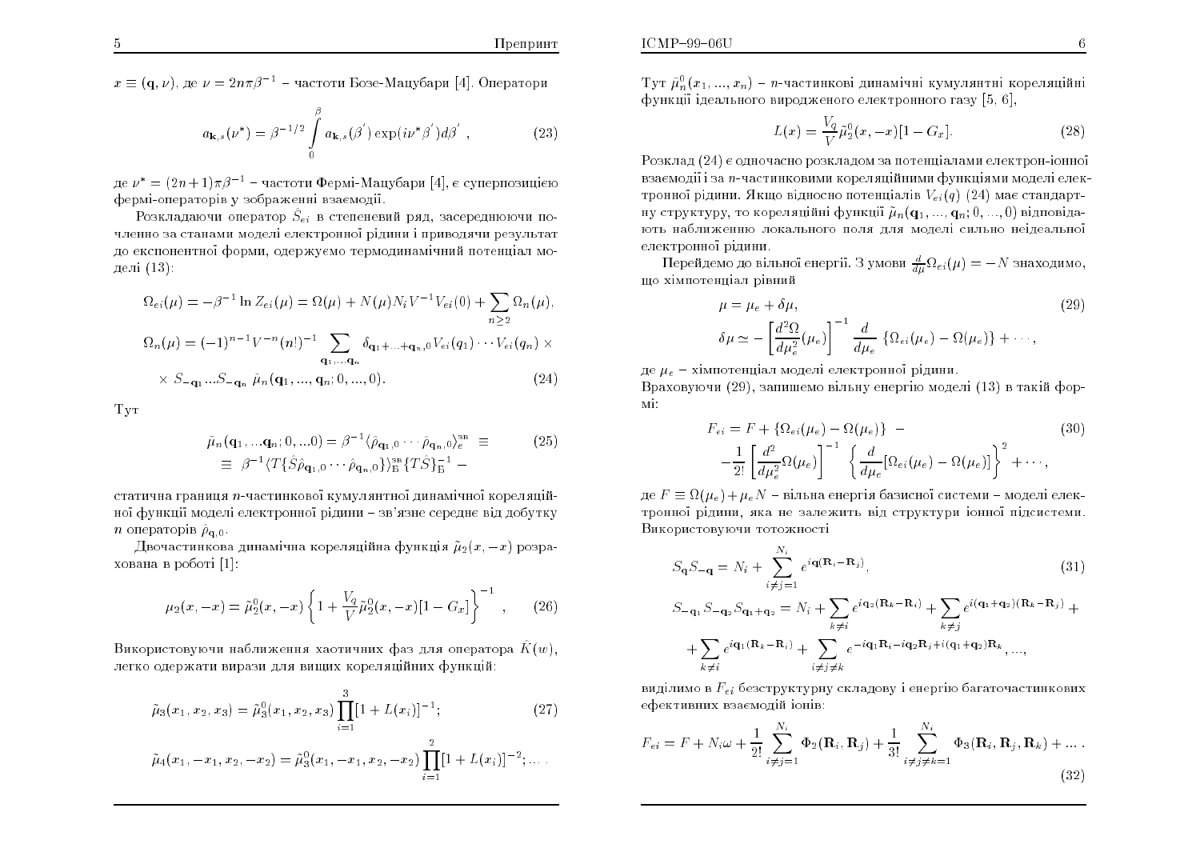$x \equiv (\mathbf{q}, \nu)$, де $\nu = 2n\pi\beta^{-1}$ – частоти Бозе-Мацубари [4]. Оператори

$$a_{\mathbf{k},s}(\nu^*) = \beta^{-1/2} \int_0^\beta a_{\mathbf{k},s}(\beta') \exp(i\nu^* \beta') d\beta' , \tag{23}$$

де $\nu^* = (2n+1)\pi\beta^{-1}$ – частоти Фермі-Мацубари [4], є суперпозицією фермі-операторів у зображенні взаємодії.

Розкладаючи оператор $\hat{S}_{ei}$ в степеневий ряд, засереднюючи почленно за станами моделі електронної рідини і приводячи результат до експонентної форми, одержуємо термодинамічний потенціал моделі (13):

$$\begin{aligned}
\Omega_{ei}(\mu) &= -\beta^{-1} \ln Z_{ei}(\mu) = \Omega(\mu) + N(\mu) N_i V^{-1} V_{ei}(0) + \sum_{n \geq 2} \Omega_n(\mu), \\
\Omega_n(\mu) &= (-1)^{n-1} V^{-n} (n!)^{-1} \sum_{\mathbf{q}_1, \ldots \mathbf{q}_n} \delta_{\mathbf{q}_1 + \ldots + \mathbf{q}_n, 0} V_{ei}(q_1) \cdots V_{ei}(q_n) \times \\
&\times S_{-\mathbf{q}_1} \ldots S_{-\mathbf{q}_n} \, \bar{\mu}_n(\mathbf{q}_1, \ldots, \mathbf{q}_n; 0, \ldots, 0).
\end{aligned} \tag{24}$$

Тут

$$\begin{aligned}
\bar{\mu}_n(\mathbf{q}_1, \ldots \mathbf{q}_n; 0, \ldots 0) &= \beta^{-1} \langle \hat{\rho}_{\mathbf{q}_1,0} \cdots \hat{\rho}_{\mathbf{q}_n,0} \rangle_e^{\text{зв}} \equiv \\
&\equiv \beta^{-1} \langle T\{\hat{S}\hat{\rho}_{\mathbf{q}_1,0} \cdots \hat{\rho}_{\mathbf{q}_n,0}\} \rangle_{\text{Б}}^{\text{зв}} \{T\hat{S}\}_{\text{Б}}^{-1} -
\end{aligned} \tag{25}$$

статична границя $n$-частинкової кумулянтної динамічної кореляційної функції моделі електронної рідини – зв'язне середнє від добутку $n$ операторів $\hat{\rho}_{\mathbf{q},0}$.

Двочастинкова динамічна кореляційна функція $\tilde{\mu}_2(x, -x)$ розрахована в роботі [1]:

$$\mu_2(x, -x) = \tilde{\mu}_2^0(x, -x) \left\{ 1 + \frac{V_q}{V} \tilde{\mu}_2^0(x, -x)[1 - G_x] \right\}^{-1} , \tag{26}$$

Використовуючи наближення хаотичних фаз для оператора $\hat{K}(w)$, легко одержати вирази для вищих кореляційних функцій:

$$\begin{aligned}
\tilde{\mu}_3(x_1, x_2, x_3) &= \tilde{\mu}_3^0(x_1, x_2, x_3) \prod_{i=1}^{3} [1 + L(x_i)]^{-1}; \\
\tilde{\mu}_4(x_1, -x_1, x_2, -x_2) &= \tilde{\mu}_3^0(x_1, -x_1, x_2, -x_2) \prod_{i=1}^{2} [1 + L(x_i)]^{-2}; \ldots .
\end{aligned} \tag{27}$$

Тут $\tilde{\mu}_n^0(x_1, ..., x_n)$ – $n$-частинкові динамічні кумулянтні кореляційні функції ідеального виродженого електронного газу [5, 6],

$$L(x) = \frac{V_q}{V} \tilde{\mu}_2^0(x, -x)[1 - G_x]. \tag{28}$$

Розклад (24) є одночасно розкладом за потенціалами електрон-іонної взаємодії і за $n$-частинковими кореляційними функціями моделі електронної рідини. Якщо відносно потенціалів $V_{ei}(q)$ (24) має стандартну структуру, то кореляційні функції $\tilde{\mu}_n(\mathbf{q}_1, ..., \mathbf{q}_n; 0, ..., 0)$ відповідають наближенню локального поля для моделі сильно неідеальної електронної рідини.

Перейдемо до вільної енергії. З умови $\frac{d}{d\mu}\Omega_{ei}(\mu) = -N$ знаходимо, що хімпотенціал рівний

$$\begin{aligned}
\mu &= \mu_e + \delta\mu, \\
\delta\mu &\simeq - \left[ \frac{d^2 \Omega}{d\mu_e^2}(\mu_e) \right]^{-1} \frac{d}{d\mu_e} \left\{ \Omega_{ei}(\mu_e) - \Omega(\mu_e) \right\} + \cdots ,
\end{aligned} \tag{29}$$

де $\mu_e$ – хімпотенціал моделі електронної рідини.
Враховуючи (29), запишемо вільну енергію моделі (13) в такій формі:

$$\begin{aligned}
F_{ei} &= F + \{\Omega_{ei}(\mu_e) - \Omega(\mu_e)\} - \\
&- \frac{1}{2!} \left[ \frac{d^2}{d\mu_e^2} \Omega(\mu_e) \right]^{-1} \left\{ \frac{d}{d\mu_e} [\Omega_{ei}(\mu_e) - \Omega(\mu_e)] \right\}^2 + \cdots ,
\end{aligned} \tag{30}$$

де $F \equiv \Omega(\mu_e) + \mu_e N$ – вільна енергія базисної системи – моделі електронної рідини, яка не залежить від структури іонної підсистеми. Використовуючи тотожності

$$\begin{aligned}
S_{\mathbf{q}} S_{-\mathbf{q}} &= N_i + \sum_{i \neq j = 1}^{N_i} e^{i\mathbf{q}(\mathbf{R}_i - \mathbf{R}_j)}, \\
S_{-\mathbf{q}_1} S_{-\mathbf{q}_2} S_{\mathbf{q}_1 + \mathbf{q}_2} &= N_i + \sum_{k \neq i} e^{i\mathbf{q}_2(\mathbf{R}_k - \mathbf{R}_i)} + \sum_{k \neq j} e^{i(\mathbf{q}_1 + \mathbf{q}_2)(\mathbf{R}_k - \mathbf{R}_j)} + \\
&+ \sum_{k \neq i} e^{i\mathbf{q}_1(\mathbf{R}_k - \mathbf{R}_i)} + \sum_{i \neq j \neq k} e^{-i\mathbf{q}_1 \mathbf{R}_i - i\mathbf{q}_2 \mathbf{R}_j + i(\mathbf{q}_1 + \mathbf{q}_2)\mathbf{R}_k}, \ldots,
\end{aligned} \tag{31}$$

виділимо в $F_{ei}$ безструктурну складову і енергію багаточастинкових ефективних взаємодій іонів:

$$F_{ei} = F + N_i \omega + \frac{1}{2!} \sum_{i \neq j = 1}^{N_i} \Phi_2(\mathbf{R}_i, \mathbf{R}_j) + \frac{1}{3!} \sum_{i \neq j \neq k = 1}^{N_i} \Phi_3(\mathbf{R}_i, \mathbf{R}_j, \mathbf{R}_k) + \ldots . \tag{32}$$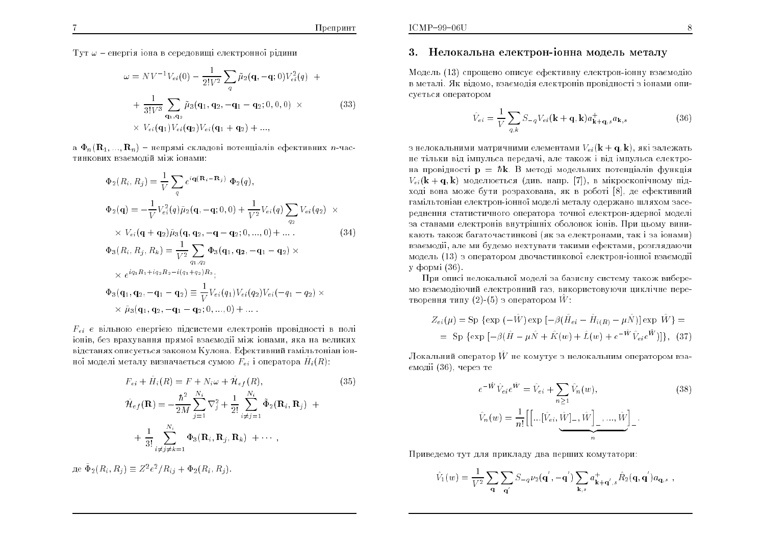Тут $\omega$ – енергія іона в середовищі електронної рідини

$$
\begin{aligned}
\omega = NV^{-1}V_{ei}(0) - \frac{1}{2!V^2}\sum_q \tilde{\mu}_2(\mathbf{q},-\mathbf{q};0)V_{ei}^2(q) \; + \\
+ \frac{1}{3!V^3}\sum_{\mathbf{q}_1,\mathbf{q}_2}\tilde{\mu}_3(\mathbf{q}_1,\mathbf{q}_2,-\mathbf{q}_1-\mathbf{q}_2;0,0,0) \; \times \\
\times \; V_{ei}(\mathbf{q}_1)V_{ei}(\mathbf{q}_2)V_{ei}(\mathbf{q}_1+\mathbf{q}_2)+...,
\end{aligned}
\tag{33}
$$

а $\Phi_n(\mathbf{R}_1,...,\mathbf{R}_n)$ – непрямі складові потенціалів ефективних $n$-частинкових взаємодій між іонами:

$$
\begin{aligned}
&\Phi_2(R_i,R_j) = \frac{1}{V}\sum_q e^{i\mathbf{q}(\mathbf{R}_i-\mathbf{R}_j)}\;\Phi_2(q),\\
&\Phi_2(\mathbf{q}) = -\frac{1}{V}V_{ei}^2(q)\tilde{\mu}_2(\mathbf{q},-\mathbf{q};0,0) + \frac{1}{V^2}V_{ei}(q)\sum_{q_2}V_{ei}(q_2) \; \times\\
&\times \; V_{ei}(\mathbf{q}+\mathbf{q}_2)\tilde{\mu}_3(\mathbf{q},\mathbf{q}_2,-\mathbf{q}-\mathbf{q}_2;0,...,0)+\ldots \,. \qquad (34)\\
&\Phi_3(R_i,R_j,R_k) = \frac{1}{V^2}\sum_{q_1,q_2}\Phi_3(\mathbf{q}_1,\mathbf{q}_2,-\mathbf{q}_1-\mathbf{q}_2)\times\\
&\times\; e^{iq_1R_1+iq_2R_2-i(q_1+q_2)R_3};\\
&\Phi_3(\mathbf{q}_1,\mathbf{q}_2,-\mathbf{q}_1-\mathbf{q}_2) \equiv \frac{1}{V}V_{ei}(q_1)V_{ei}(q_2)V_{ei}(-q_1-q_2)\times\\
&\times\;\tilde{\mu}_3(\mathbf{q}_1,\mathbf{q}_2,-\mathbf{q}_1-\mathbf{q}_2;0,...,0)+\ldots\,.
\end{aligned}
$$

$F_{ei}$ є вільною енергією підсистеми електронів провідності в полі іонів, без врахування прямої взаємодії між іонами, яка на великих відстанях описується законом Кулона. Ефективний гамільтоніан іонної моделі металу визначається сумою $F_{ei}$ і оператора $\hat{H}_i(R)$:

$$
\begin{aligned}
&F_{ei}+\hat{H}_i(R) = F + N_i\omega + \hat{\mathcal{H}}_{ef}(R), \qquad (35)\\
&\hat{\mathcal{H}}_{ef}(\mathbf{R}) = -\frac{\hbar^2}{2M}\sum_{j=1}^{N_i}\nabla_j^2 + \frac{1}{2!}\sum_{i\neq j=1}^{N_i}\tilde{\Phi}_2(\mathbf{R}_i,\mathbf{R}_j) \; +\\
&+\;\frac{1}{3!}\sum_{i\neq j\neq k=1}^{N_i}\Phi_3(\mathbf{R}_i,\mathbf{R}_j,\mathbf{R}_k)\;+\cdots\,,
\end{aligned}
$$

де $\tilde{\Phi}_2(R_i,R_j) \equiv Z^2e^2/R_{ij} + \Phi_2(R_i,R_j)$.

## 3. Нелокальна електрон-іонна модель металу

Модель (13) спрощено описує ефективну електрон-іонну взаємодію в металі. Як відомо, взаємодія електронів провідності з іонами описується оператором

$$
\hat{V}_{ei} = \frac{1}{V}\sum_{q,k}S_{-q}V_{ei}(\mathbf{k}+\mathbf{q},\mathbf{k})a^+_{\mathbf{k}+\mathbf{q},s}a_{\mathbf{k},s} \tag{36}
$$

з нелокальними матричними елементами $V_{ei}(\mathbf{k}+\mathbf{q},\mathbf{k})$, які залежать не тільки від імпульса передачі, але також і від імпульса електрона провідності $\mathbf{p}=\hbar\mathbf{k}$. В методі модельних потенціалів функція $V_{ei}(\mathbf{k}+\mathbf{q},\mathbf{k})$ моделюється (див. напр. [7]), в мікроскопічному підході вона може бути розрахована, як в роботі [8], де ефективний гамільтоніан електрон-іонної моделі металу одержано шляхом усереднення статистичного оператора точної електрон-ядерної моделі за станами електронів внутрішніх оболонок іонів. При цьому виникають також багаточастинкові (як за електронами, так і за іонами) взаємодії, але ми будемо нехтувати такими ефектами, розглядаючи модель (13) з оператором двочастинкової електрон-іонної взаємодії у формі (36).

При описі нелокальної моделі за базисну систему також виберемо взаємодіючий електронний газ, використовуючи циклічне перетворення типу (2)-(5) з оператором $\hat{W}$:

$$
\begin{aligned}
Z_{ei}(\mu) &= \mathrm{Sp}\,\{\exp\,(-\hat{W})\exp\,[-\beta(\hat{H}_{ei}-\hat{H}_{i(R)}-\mu\hat{N})]\exp\;\hat{W}\} =\\
&= \;\mathrm{Sp}\,\{\exp\,[-\beta(\hat{H}-\mu\hat{N}+\hat{K}(w)+\hat{L}(w)+e^{-\hat{W}}\hat{V}_{ei}e^{\hat{W}})]\}, \;\; (37)
\end{aligned}
$$

Локальний оператор $\hat{W}$ не комутує з нелокальним оператором взаємодії (36), через те

$$
\begin{aligned}
&e^{-\hat{W}}\hat{V}_{ei}e^{\hat{W}} = \hat{V}_{ei} + \sum_{n\geq 1}\hat{V}_n(w), \qquad (38)\\
&\hat{V}_n(w) = \frac{1}{n!}\underbrace{\Big[\Big[...[\hat{V}_{ei},\hat{W}]_-,\hat{W}\Big]_-,...,\hat{W}\Big]_-}_{n}.
\end{aligned}
$$

Приведемо тут для прикладу два перших комутатори:

$$
\hat{V}_1(w) = \frac{1}{V^2}\sum_{\mathbf{q}}\sum_{\mathbf{q}'}S_{-q}\nu_2(\mathbf{q}',-\mathbf{q}')\sum_{\mathbf{k},s}a^+_{\mathbf{k}+\mathbf{q}',s}\hat{R}_2(\mathbf{q},\mathbf{q}')a_{\mathbf{q},s}\;,
$$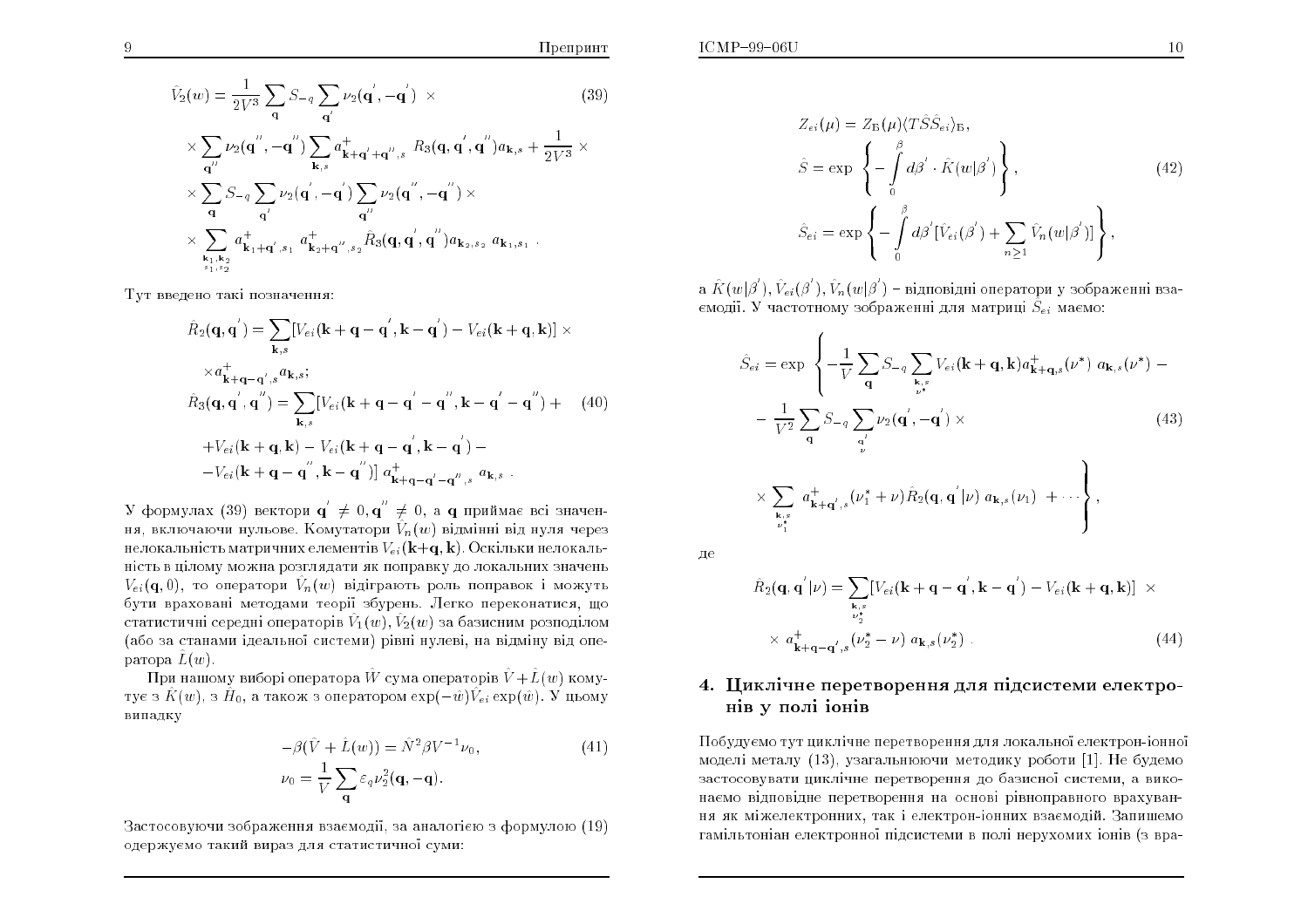$$
\begin{aligned}
\hat{V}_2(w) &= \frac{1}{2V^3} \sum_{\mathbf{q}} S_{-q} \sum_{\mathbf{q}'} \nu_2(\mathbf{q}', -\mathbf{q}') \times \\
&\times \sum_{\mathbf{q}''} \nu_2(\mathbf{q}'', -\mathbf{q}'') \sum_{\mathbf{k},s} a^+_{\mathbf{k}+\mathbf{q}'+\mathbf{q}'',s} \; R_3(\mathbf{q}, \mathbf{q}', \mathbf{q}'') a_{\mathbf{k},s} + \frac{1}{2V^3} \times \\
&\times \sum_{\mathbf{q}} S_{-q} \sum_{\mathbf{q}'} \nu_2(\mathbf{q}', -\mathbf{q}') \sum_{\mathbf{q}''} \nu_2(\mathbf{q}'', -\mathbf{q}'') \times \\
&\times \sum_{\substack{\mathbf{k}_1, \mathbf{k}_2 \\ s_1, s_2}} a^+_{\mathbf{k}_1+\mathbf{q}',s_1} \; a^+_{\mathbf{k}_2+\mathbf{q}'',s_2} \hat{R}_3(\mathbf{q}, \mathbf{q}', \mathbf{q}'') a_{\mathbf{k}_2,s_2} \; a_{\mathbf{k}_1,s_1} \; .
\end{aligned}
\tag{39}
$$

Тут введено такі позначення:

$$
\begin{aligned}
\hat{R}_2(\mathbf{q}, \mathbf{q}') &= \sum_{\mathbf{k},s} [V_{ei}(\mathbf{k}+\mathbf{q}-\mathbf{q}', \mathbf{k}-\mathbf{q}') - V_{ei}(\mathbf{k}+\mathbf{q}, \mathbf{k})] \times \\
&\times a^+_{\mathbf{k}+\mathbf{q}-\mathbf{q}',s} a_{\mathbf{k},s}; \\
\hat{R}_3(\mathbf{q}, \mathbf{q}', \mathbf{q}'') &= \sum_{\mathbf{k},s} [V_{ei}(\mathbf{k}+\mathbf{q}-\mathbf{q}'-\mathbf{q}'', \mathbf{k}-\mathbf{q}'-\mathbf{q}'') + \\
&+ V_{ei}(\mathbf{k}+\mathbf{q}, \mathbf{k}) - V_{ei}(\mathbf{k}+\mathbf{q}-\mathbf{q}', \mathbf{k}-\mathbf{q}') - \\
&- V_{ei}(\mathbf{k}+\mathbf{q}-\mathbf{q}'', \mathbf{k}-\mathbf{q}'')] \; a^+_{\mathbf{k}+\mathbf{q}-\mathbf{q}'-\mathbf{q}'',s} \; a_{\mathbf{k},s} \; .
\end{aligned}
\tag{40}
$$

У формулах (39) вектори $\mathbf{q}' \neq 0, \mathbf{q}'' \neq 0$, а $\mathbf{q}$ приймає всі значення, включаючи нульове. Комутатори $\hat{V}_n(w)$ відмінні від нуля через нелокальність матричних елементів $V_{ei}(\mathbf{k}+\mathbf{q}, \mathbf{k})$. Оскільки нелокальність в цілому можна розглядати як поправку до локальних значень $V_{ei}(\mathbf{q}, 0)$, то оператори $\hat{V}_n(w)$ відіграють роль поправок і можуть бути враховані методами теорії збурень. Легко переконатися, що статистичні середні операторів $\hat{V}_1(w), \hat{V}_2(w)$ за базисним розподілом (або за станами ідеальної системи) рівні нулеві, на відміну від оператора $\hat{L}(w)$.

При нашому виборі оператора $\hat{W}$ сума операторів $\hat{V} + \hat{L}(w)$ комутує з $\hat{K}(w)$, з $\hat{H}_0$, а також з оператором $\exp(-\hat{w})V_{ei}\exp(\hat{w})$. У цьому випадку

$$
\begin{aligned}
-\beta(\hat{V} + \hat{L}(w)) &= \hat{N}^2 \beta V^{-1} \nu_0, \\
\nu_0 &= \frac{1}{V} \sum_{\mathbf{q}} \varepsilon_q \nu_2^2(\mathbf{q}, -\mathbf{q}).
\end{aligned}
\tag{41}
$$

Застосовуючи зображення взаємодії, за аналогією з формулою (19) одержуємо такий вираз для статистичної суми:

$$
\begin{aligned}
Z_{ei}(\mu) &= Z_{\text{Б}}(\mu) \langle T \hat{S} \hat{S}_{ei} \rangle_{\text{Б}}, \\
\hat{S} &= \exp\left\{ -\int_0^\beta d\beta' \cdot \hat{K}(w|\beta') \right\}, \\
\hat{S}_{ei} &= \exp\left\{ -\int_0^\beta d\beta' [\hat{V}_{ei}(\beta') + \sum_{n \geq 1} \hat{V}_n(w|\beta')] \right\},
\end{aligned}
\tag{42}
$$

а $\hat{K}(w|\beta'), \hat{V}_{ei}(\beta'), \hat{V}_n(w|\beta')$ – відповідні оператори у зображенні взаємодії. У частотному зображенні для матриці $\hat{S}_{ei}$ маємо:

$$
\begin{aligned}
\hat{S}_{ei} = \exp\Bigg\{ &-\frac{1}{V} \sum_{\mathbf{q}} S_{-q} \sum_{\substack{\mathbf{k},s \\ \nu^*}} V_{ei}(\mathbf{k}+\mathbf{q}, \mathbf{k}) a^+_{\mathbf{k}+\mathbf{q},s}(\nu^*) \; a_{\mathbf{k},s}(\nu^*) - \\
&- \frac{1}{V^2} \sum_{\mathbf{q}} S_{-q} \sum_{\substack{\mathbf{q}' \\ \nu}} \nu_2(\mathbf{q}', -\mathbf{q}') \times \\
&\times \sum_{\substack{\mathbf{k},s \\ \nu_1^*}} a^+_{\mathbf{k}+\mathbf{q}',s}(\nu_1^* + \nu) \hat{R}_2(\mathbf{q}, \mathbf{q}'|\nu) \; a_{\mathbf{k},s}(\nu_1) \; + \cdots \Bigg\},
\end{aligned}
\tag{43}
$$

де

$$
\begin{aligned}
\hat{R}_2(\mathbf{q}, \mathbf{q}'|\nu) &= \sum_{\substack{\mathbf{k},s \\ \nu_2^*}} [V_{ei}(\mathbf{k}+\mathbf{q}-\mathbf{q}', \mathbf{k}-\mathbf{q}') - V_{ei}(\mathbf{k}+\mathbf{q}, \mathbf{k})] \; \times \\
&\times \; a^+_{\mathbf{k}+\mathbf{q}-\mathbf{q}',s}(\nu_2^* - \nu) \; a_{\mathbf{k},s}(\nu_2^*) \; .
\end{aligned}
\tag{44}
$$

## 4. Циклічне перетворення для підсистеми електронів у полі іонів

Побудуємо тут циклічне перетворення для локальної електрон-іонної моделі металу (13), узагальнюючи методику роботи [1]. Не будемо застосовувати циклічне перетворення до базисної системи, а виконаємо відповідне перетворення на основі рівноправного врахування як міжелектронних, так і електрон-іонних взаємодій. Запишемо гамільтоніан електронної підсистеми в полі нерухомих іонів (з вра-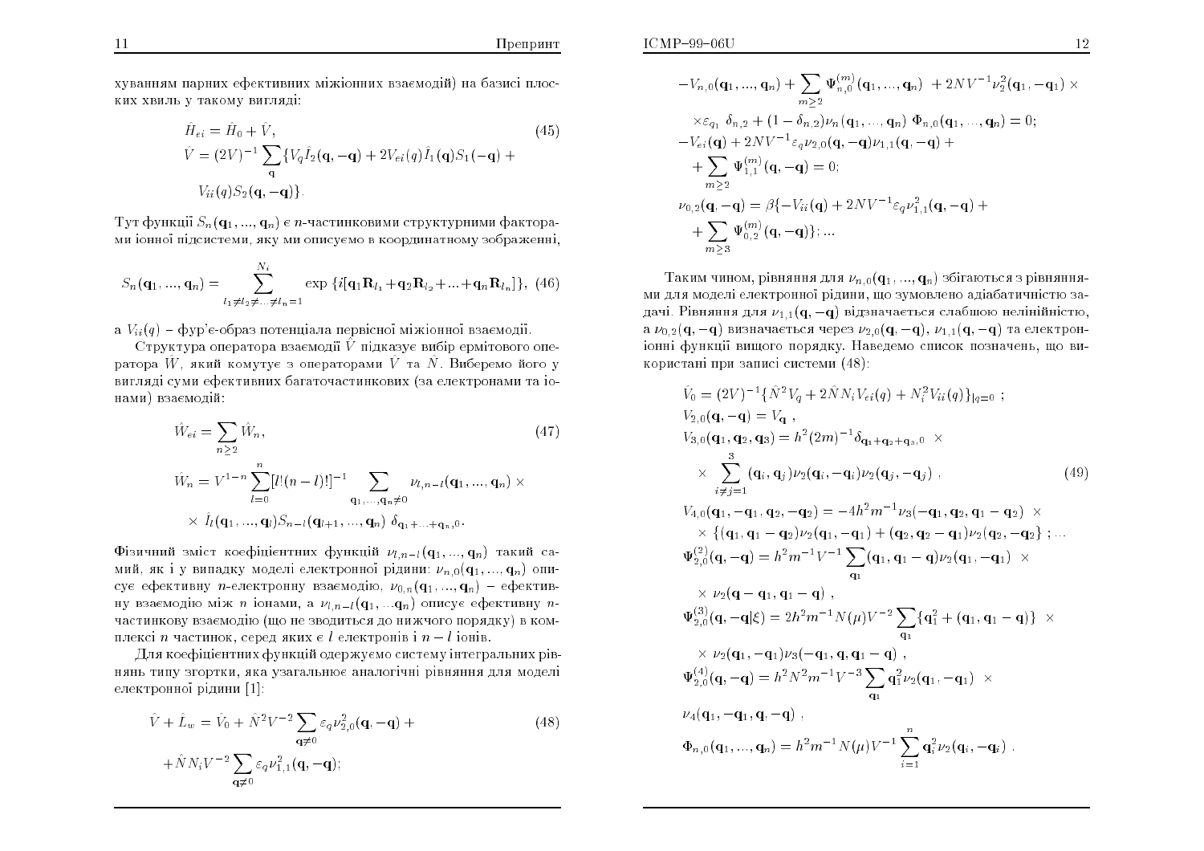хуванням парних ефективних міжіонних взаємодій) на базисі плоских хвиль у такому вигляді:

$$
\begin{aligned}
&\hat{H}_{ei} = \hat{H}_0 + \hat{V}, \qquad\qquad (45)\\
&\hat{V} = (2V)^{-1} \sum_{\mathbf{q}} \{ V_q \hat{I}_2(\mathbf{q}, -\mathbf{q}) + 2V_{ei}(q)\hat{I}_1(\mathbf{q}) S_1(-\mathbf{q}) + \\
&\quad V_{ii}(q) S_2(\mathbf{q}, -\mathbf{q})\}.
\end{aligned}
$$

Тут функції $S_n(\mathbf{q}_1, ..., \mathbf{q}_n)$ є $n$-частинковими структурними факторами іонної підсистеми, яку ми описуємо в координатному зображенні,

$$
S_n(\mathbf{q}_1, ..., \mathbf{q}_n) = \sum_{l_1 \neq l_2 \neq ... \neq l_n = 1}^{N_i} \exp\{ i[\mathbf{q}_1 \mathbf{R}_{l_1} + \mathbf{q}_2 \mathbf{R}_{l_2} + ... + \mathbf{q}_n \mathbf{R}_{l_n}]\}, \quad (46)
$$

а $V_{ii}(q)$ – фур'є-образ потенціала первісної міжіонної взаємодії.

Структура оператора взаємодії $\hat{V}$ підказує вибір ермітового оператора $\hat{W}$, який комутує з операторами $\hat{V}$ та $\hat{N}$. Виберемо його у вигляді суми ефективних багаточастинкових (за електронами та іонами) взаємодій:

$$
\begin{aligned}
&\hat{W}_{ei} = \sum_{n \geq 2} \hat{W}_n, \qquad\qquad (47)\\
&\hat{W}_n = V^{1-n} \sum_{l=0}^{n} [l!(n-l)!]^{-1} \sum_{\mathbf{q}_1, ..., \mathbf{q}_n \neq 0} \nu_{l,n-l}(\mathbf{q}_1, ..., \mathbf{q}_n) \times \\
&\quad \times \hat{I}_l(\mathbf{q}_1, ..., \mathbf{q}_l) S_{n-l}(\mathbf{q}_{l+1}, ..., \mathbf{q}_n)\, \delta_{\mathbf{q}_1 + ... + \mathbf{q}_n, 0}.
\end{aligned}
$$

Фізичний зміст коефіцієнтних функцій $\nu_{l,n-l}(\mathbf{q}_1, ..., \mathbf{q}_n)$ такий самий, як і у випадку моделі електронної рідини: $\nu_{n,0}(\mathbf{q}_1, ..., \mathbf{q}_n)$ описує ефективну $n$-електронну взаємодію, $\nu_{0,n}(\mathbf{q}_1, ..., \mathbf{q}_n)$ – ефективну взаємодію між $n$ іонами, а $\nu_{l,n-l}(\mathbf{q}_1, ... \mathbf{q}_n)$ описує ефективну $n$-частинкову взаємодію (що не зводиться до нижчого порядку) в комплексі $n$ частинок, серед яких є $l$ електронів і $n-l$ іонів.

Для коефіцієнтних функцій одержуємо систему інтегральних рівнянь типу згортки, яка узагальнює аналогічні рівняння для моделі електронної рідини [1]:

$$
\begin{aligned}
&\hat{V} + \hat{L}_w = \hat{V}_0 + \hat{N}^2 V^{-2} \sum_{\mathbf{q} \neq 0} \varepsilon_q \nu_{2,0}^2(\mathbf{q}, -\mathbf{q}) + \qquad (48)\\
&+ \hat{N} N_i V^{-2} \sum_{\mathbf{q} \neq 0} \varepsilon_q \nu_{1,1}^2(\mathbf{q}, -\mathbf{q});\\
&-V_{n,0}(\mathbf{q}_1, ..., \mathbf{q}_n) + \sum_{m \geq 2} \Psi_{n,0}^{(m)}(\mathbf{q}_1, ..., \mathbf{q}_n) + 2NV^{-1} \nu_2^2(\mathbf{q}_1, -\mathbf{q}_1) \times \\
&\times \varepsilon_{q_1}\, \delta_{n,2} + (1 - \delta_{n,2}) \nu_n(\mathbf{q}_1, ..., \mathbf{q}_n)\; \Phi_{n,0}(\mathbf{q}_1, ..., \mathbf{q}_n) = 0;\\
&-V_{ei}(\mathbf{q}) + 2NV^{-1} \varepsilon_q \nu_{2,0}(\mathbf{q}, -\mathbf{q}) \nu_{1,1}(\mathbf{q}, -\mathbf{q}) + \\
&+ \sum_{m \geq 2} \Psi_{1,1}^{(m)}(\mathbf{q}, -\mathbf{q}) = 0;\\
&\nu_{0,2}(\mathbf{q}, -\mathbf{q}) = \beta\{ -V_{ii}(\mathbf{q}) + 2NV^{-1} \varepsilon_q \nu_{1,1}^2(\mathbf{q}, -\mathbf{q}) + \\
&+ \sum_{m \geq 3} \Psi_{0,2}^{(m)}(\mathbf{q}, -\mathbf{q})\}; ...
\end{aligned}
$$

Таким чином, рівняння для $\nu_{n,0}(\mathbf{q}_1, ..., \mathbf{q}_n)$ збігаються з рівняннями для моделі електронної рідини, що зумовлено адіабатичністю задачі. Рівняння для $\nu_{1,1}(\mathbf{q}, -\mathbf{q})$ відзначається слабшою нелінійністю, а $\nu_{0,2}(\mathbf{q}, -\mathbf{q})$ визначається через $\nu_{2,0}(\mathbf{q}, -\mathbf{q})$, $\nu_{1,1}(\mathbf{q}, -\mathbf{q})$ та електрон-іонні функції вищого порядку. Наведемо список позначень, що використані при записі системи (48):

$$
\begin{aligned}
&\hat{V}_0 = (2V)^{-1} \{ \hat{N}^2 V_q + 2\hat{N} N_i V_{ei}(q) + N_i^2 V_{ii}(q)\}|_{q=0}\ ;\\
&V_{2,0}(\mathbf{q}, -\mathbf{q}) = V_{\mathbf{q}}\ ,\\
&V_{3,0}(\mathbf{q}_1, \mathbf{q}_2, \mathbf{q}_3) = h^2 (2m)^{-1} \delta_{\mathbf{q}_1 + \mathbf{q}_2 + \mathbf{q}_3, 0}\ \times\\
&\times \sum_{i \neq j = 1}^{3} (\mathbf{q}_i, \mathbf{q}_j) \nu_2(\mathbf{q}_i, -\mathbf{q}_i) \nu_2(\mathbf{q}_j, -\mathbf{q}_j)\ , \qquad\qquad (49)\\
&V_{4,0}(\mathbf{q}_1, -\mathbf{q}_1, \mathbf{q}_2, -\mathbf{q}_2) = -4h^2 m^{-1} \nu_3(-\mathbf{q}_1, \mathbf{q}_2, \mathbf{q}_1 - \mathbf{q}_2)\ \times\\
&\times \{ (\mathbf{q}_1, \mathbf{q}_1 - \mathbf{q}_2) \nu_2(\mathbf{q}_1, -\mathbf{q}_1) + (\mathbf{q}_2, \mathbf{q}_2 - \mathbf{q}_1) \nu_2(\mathbf{q}_2, -\mathbf{q}_2\}\ ; ...\\
&\Psi_{2,0}^{(2)}(\mathbf{q}, -\mathbf{q}) = h^2 m^{-1} V^{-1} \sum_{\mathbf{q}_1} (\mathbf{q}_1, \mathbf{q}_1 - \mathbf{q}) \nu_2(\mathbf{q}_1, -\mathbf{q}_1)\ \times\\
&\times\ \nu_2(\mathbf{q} - \mathbf{q}_1, \mathbf{q}_1 - \mathbf{q})\ ,\\
&\Psi_{2,0}^{(3)}(\mathbf{q}, -\mathbf{q}|\xi) = 2h^2 m^{-1} N(\mu) V^{-2} \sum_{\mathbf{q}_1} \{ \mathbf{q}_1^2 + (\mathbf{q}_1, \mathbf{q}_1 - \mathbf{q})\}\ \times\\
&\times\ \nu_2(\mathbf{q}_1, -\mathbf{q}_1) \nu_3(-\mathbf{q}_1, \mathbf{q}, \mathbf{q}_1 - \mathbf{q})\ ,\\
&\Psi_{2,0}^{(4)}(\mathbf{q}, -\mathbf{q}) = h^2 N^2 m^{-1} V^{-3} \sum_{\mathbf{q}_1} \mathbf{q}_1^2 \nu_2(\mathbf{q}_1, -\mathbf{q}_1)\ \times\\
&\nu_4(\mathbf{q}_1, -\mathbf{q}_1, \mathbf{q}, -\mathbf{q})\ ,\\
&\Phi_{n,0}(\mathbf{q}_1, ..., \mathbf{q}_n) = h^2 m^{-1} N(\mu) V^{-1} \sum_{i=1}^{n} \mathbf{q}_i^2 \nu_2(\mathbf{q}_i, -\mathbf{q}_i)\ .
\end{aligned}
$$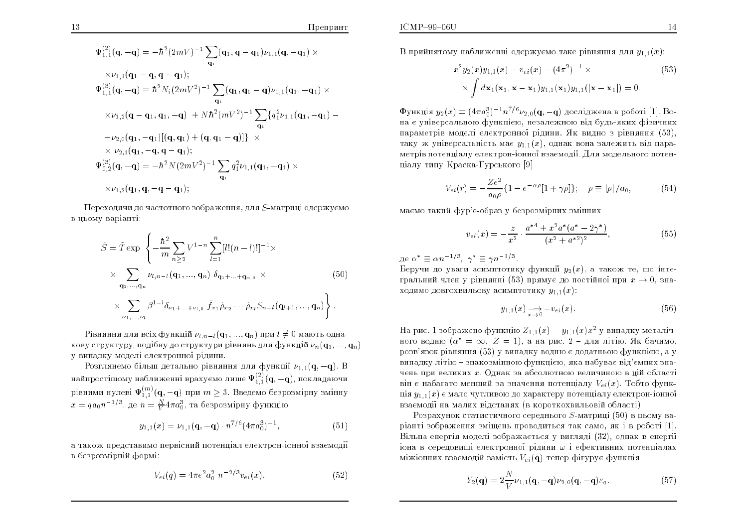$$\Psi^{(2)}_{1,1}(\mathbf{q},-\mathbf{q}) = -\hbar^2(2mV)^{-1}\sum_{\mathbf{q}_1}(\mathbf{q}_1,\mathbf{q}-\mathbf{q}_1)\nu_{1,1}(\mathbf{q},-\mathbf{q}_1)\times$$
$$\times\nu_{1,1}(\mathbf{q}_1-\mathbf{q},\mathbf{q}-\mathbf{q}_1);$$
$$\Psi^{(3)}_{1,1}(\mathbf{q},-\mathbf{q}) = \hbar^2 N_i(2mV^2)^{-1}\sum_{\mathbf{q}_1}(\mathbf{q}_1,\mathbf{q}_1-\mathbf{q})\nu_{1,1}(\mathbf{q}_1,-\mathbf{q}_1)\times$$
$$\times\nu_{1,2}(\mathbf{q}-\mathbf{q}_1,\mathbf{q}_1,-\mathbf{q}) \;+ N\hbar^2(mV^2)^{-1}\sum_{\mathbf{q}_1}\{q_1^2\nu_{1,1}(\mathbf{q}_1,-\mathbf{q}_1)-$$
$$-\nu_{2,0}(\mathbf{q}_1,-\mathbf{q}_1)[(\mathbf{q},\mathbf{q}_1)+(\mathbf{q},\mathbf{q}_1-\mathbf{q})]\}\;\times$$
$$\times\;\nu_{2,1}(\mathbf{q}_1,-\mathbf{q},\mathbf{q}-\mathbf{q}_1);$$
$$\Psi^{(3)}_{0,2}(\mathbf{q},-\mathbf{q}) = -\hbar^2 N(2mV^2)^{-1}\sum_{\mathbf{q}_1}q_1^2\nu_{1,1}(\mathbf{q}_1,-\mathbf{q}_1)\times$$
$$\times\nu_{1,2}(\mathbf{q}_1,\mathbf{q},-\mathbf{q}-\mathbf{q}_1);$$

Переходячи до частотного зображення, для $S$-матриці одержуємо в цьому варіанті:

$$\hat{S} = \tilde{T}\exp\left\{-\frac{\hbar^2}{m}\sum_{n\geq 2}V^{1-n}\sum_{l=1}^{n}[l!(n-l)!]^{-1}\times\right.$$
$$\times\sum_{\mathbf{q}_1,\ldots,\mathbf{q}_n}\nu_{l,n-l}(\mathbf{q}_1,\ldots,\mathbf{q}_n)\;\delta_{\mathbf{q}_1+\ldots+\mathbf{q}_n,0}\;\times \tag{50}$$
$$\left.\times\sum_{\nu_1,\ldots,\nu_l}\beta^{1-l}\delta_{\nu_1+\ldots+\nu_{l,0}}\;\hat{f}_{x_1}\hat{\rho}_{x_2}\cdots\hat{\rho}_{x_l}S_{n-l}(\mathbf{q}_{l+1},\ldots,\mathbf{q}_n)\right\}.$$

Рівняння для всіх функцій $\nu_{l,n-l}(\mathbf{q}_1,\ldots,\mathbf{q}_n)$ при $l\neq 0$ мають однакову структуру, подібну до структури рівнянь для функцій $\nu_n(\mathbf{q}_1,\ldots,\mathbf{q}_n)$ у випадку моделі електронної рідини.

Розглянемо більш детально рівняння для функції $\nu_{1,1}(\mathbf{q},-\mathbf{q})$. В найпростішому наближенні врахуємо лише $\Psi^{(2)}_{1,1}(\mathbf{q},-\mathbf{q})$, покладаючи рівними нулеві $\Psi^{(m)}_{1,1}(\mathbf{q},-\mathbf{q})$ при $m\geq 3$. Введемо безрозмірну змінну $x = qa_0n^{-1/3}$, де $n=\frac{N}{V}4\pi a_0^3$, та безрозмірну функцію

$$y_{1,1}(x) = \nu_{1,1}(\mathbf{q},-\mathbf{q})\cdot n^{7/6}(4\pi a_0^3)^{-1}, \tag{51}$$

а також представимо первісний потенціал електрон-іонної взаємодії в безрозмірній формі:

$$V_{ei}(q) = 4\pi e^2 a_0^2\; n^{-2/3}v_{ei}(x). \tag{52}$$

В прийнятому наближенні одержуємо таке рівняння для $y_{1,1}(x)$:

$$x^2y_2(x)y_{1,1}(x) - v_{ei}(x) - (4\pi^2)^{-1}\times \tag{53}$$
$$\times\int d\mathbf{x}_1(\mathbf{x}_1,\mathbf{x}-\mathbf{x}_1)y_{1,1}(\mathbf{x}_1)y_{1,1}(|\mathbf{x}-\mathbf{x}_1|) = 0.$$

Функція $y_2(x) = (4\pi a_0^3)^{-1}n^{7/6}\nu_{2,0}(\mathbf{q},-\mathbf{q})$ досліджена в роботі [1]. Вона є універсальною функцією, незалежною від будь-яких фізичних параметрів моделі електронної рідини. Як видно з рівняння (53), таку ж універсальність має $y_{1,1}(x)$, однак вона залежить від параметрів потенціалу електрон-іонної взаємодії. Для модельного потенціалу типу Краска-Гурського [9]

$$V_{ei}(r) = -\frac{Ze^2}{a_0\rho}\{1-e^{-\alpha\rho}[1+\gamma\rho]\};\quad \rho\equiv|\rho|/a_0, \tag{54}$$

маємо такий фур'є-образ у безрозмірних змінних

$$v_{ei}(x) = -\frac{z}{x^2}\cdot\frac{a^{*4}+x^2a^*(a^*-2\gamma^*)}{(x^2+a^{*2})^2}, \tag{55}$$

де $\alpha^*\equiv\alpha n^{-1/3}$, $\gamma^*\equiv\gamma n^{-1/3}$.
Беручи до уваги асимптотику функції $y_2(x)$, а також те, що інтегральний член у рівнянні (53) прямує до постійної при $x\to 0$, знаходимо довгохвильову асимптотику $y_{1,1}(x)$:

$$y_{1,1}(x)\underset{x\to 0}{\longrightarrow} -v_{ei}(x). \tag{56}$$

На рис. 1 зображено функцію $Z_{1,1}(x) = y_{1,1}(x)x^2$ у випадку металічного водню ($\alpha^*=\infty$, $Z=1$), а на рис. 2 – для літію. Як бачимо, розв'язок рівняння (53) у випадку водню є додатньою функцією, а у випадку літію – знакозмінною функцією, яка набуває від'ємних значень при великих $x$. Однак за абсолютною величиною в цій області він є набагато менший за значення потенціалу $V_{ei}(x)$. Тобто функція $y_{1,1}(x)$ є мало чутливою до характеру потенціалу електрон-іонної взаємодії на малих відстанях (в короткохвильовій області).

Розрахунок статистичного середнього $S$-матриці (50) в цьому варіанті зображення зміщень проводиться так само, як і в роботі [1]. Вільна енергія моделі зображається у вигляді (32), однак в енергії іона в середовищі електронної рідини $\omega$ і ефективних потенціалах міжіонних взаємодій замість $V_{ei}(\mathbf{q})$ тепер фігурує функція

$$Y_2(\mathbf{q}) = 2\frac{N}{V}\nu_{1,1}(\mathbf{q},-\mathbf{q})\nu_{2,0}(\mathbf{q},-\mathbf{q})\varepsilon_q. \tag{57}$$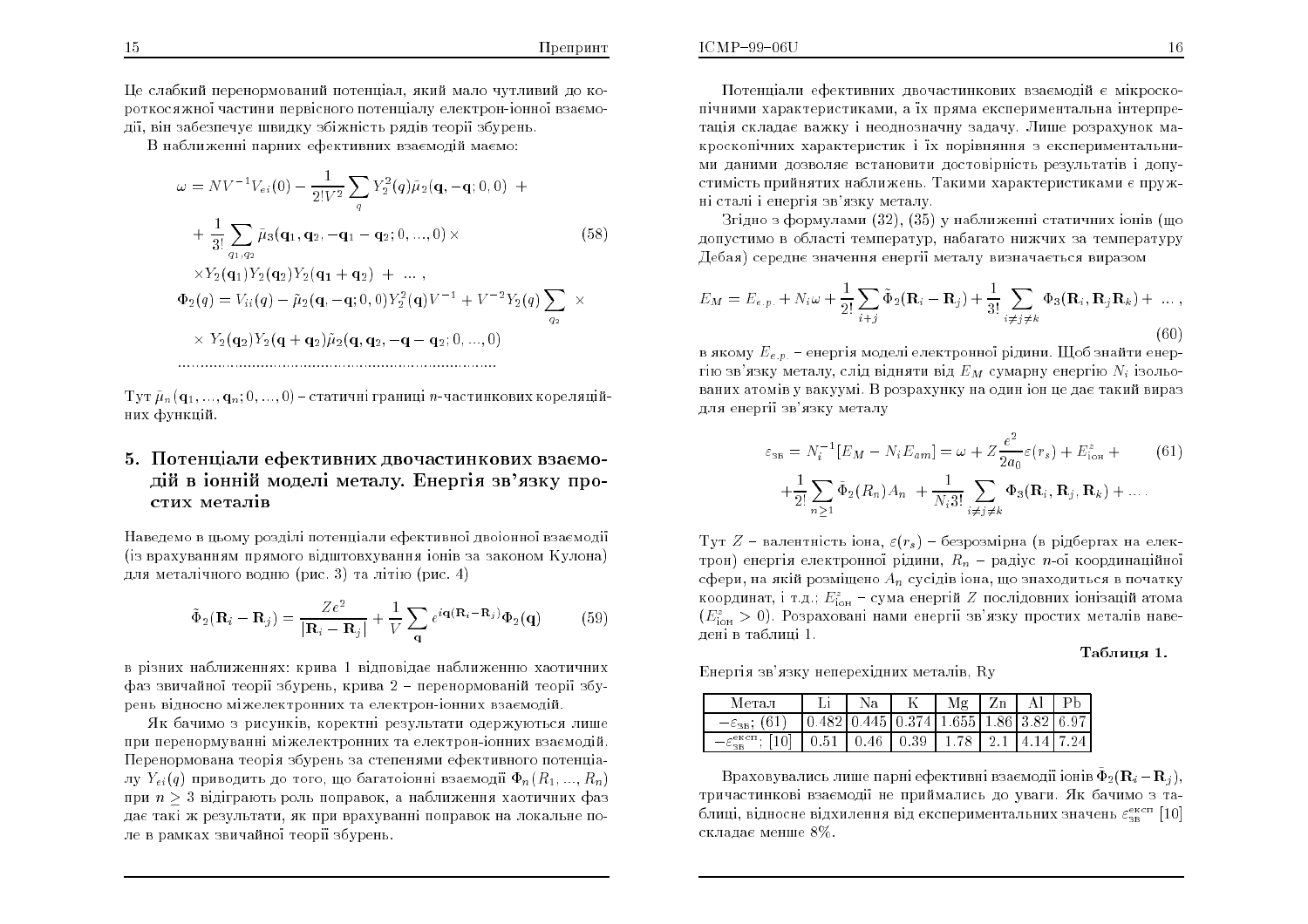Це слабкий перенормований потенціал, який мало чутливий до короткосяжної частини первісного потенціалу електрон-іонної взаємодії, він забезпечує швидку збіжність рядів теорії збурень.

В наближенні парних ефективних взаємодій маємо:

$$
\begin{aligned}
\omega &= NV^{-1}V_{ei}(0) - \frac{1}{2!V^2}\sum_q Y_2^2(q)\tilde{\mu}_2(\mathbf{q},-\mathbf{q};0,0) \ + \\
&+ \frac{1}{3!}\sum_{q_1,q_2}\tilde{\mu}_3(\mathbf{q}_1,\mathbf{q}_2,-\mathbf{q}_1-\mathbf{q}_2;0,...,0)\times \qquad (58)\\
&\times Y_2(\mathbf{q}_1)Y_2(\mathbf{q}_2)Y_2(\mathbf{q}_1+\mathbf{q}_2) \ + \ ... \ ,\\
\Phi_2(q) &= V_{ii}(q) - \tilde{\mu}_2(\mathbf{q},-\mathbf{q};0,0)Y_2^2(\mathbf{q})V^{-1} + V^{-2}Y_2(q)\sum_{q_2} \ \times \\
&\times \ Y_2(\mathbf{q}_2)Y_2(\mathbf{q}+\mathbf{q}_2)\tilde{\mu}_2(\mathbf{q},\mathbf{q}_2,-\mathbf{q}-\mathbf{q}_2;0,...,0)\\
&.......................................................................
\end{aligned}
$$

Тут $\tilde{\mu}_n(\mathbf{q}_1,...,\mathbf{q}_n;0,...,0)$ – статичні границі $n$-частинкових кореляційних функцій.

## 5. Потенціали ефективних двочастинкових взаємодій в іонній моделі металу. Енергія зв'язку простих металів

Наведемо в цьому розділі потенціали ефективної двоіонної взаємодії (із врахуванням прямого відштовхування іонів за законом Кулона) для металічного водню (рис. 3) та літію (рис. 4)

$$
\tilde{\Phi}_2(\mathbf{R}_i-\mathbf{R}_j) = \frac{Ze^2}{|\mathbf{R}_i-\mathbf{R}_j|} + \frac{1}{V}\sum_{\mathbf{q}} e^{i\mathbf{q}(\mathbf{R}_i-\mathbf{R}_j)}\Phi_2(\mathbf{q}) \qquad (59)
$$

в різних наближеннях: крива 1 відповідає наближенню хаотичних фаз звичайної теорії збурень, крива 2 – перенормованій теорії збурень відносно міжелектронних та електрон-іонних взаємодій.

Як бачимо з рисунків, коректні результати одержуються лише при перенормуванні міжелектронних та електрон-іонних взаємодій. Перенормована теорія збурень за степенями ефективного потенціалу $Y_{ei}(q)$ приводить до того, що багатоіонні взаємодії $\Phi_n(R_1,...,R_n)$ при $n \geq 3$ відіграють роль поправок, а наближення хаотичних фаз дає такі ж результати, як при врахуванні поправок на локальне поле в рамках звичайної теорії збурень.

Потенціали ефективних двочастинкових взаємодій є мікроскопічними характеристиками, а їх пряма експериментальна інтерпретація складає важку і неоднозначну задачу. Лише розрахунок макроскопічних характеристик і їх порівняння з експериментальними даними дозволяє встановити достовірність результатів і допустимість прийнятих наближень. Такими характеристиками є пружні сталі і енергія зв'язку металу.

Згідно з формулами (32), (35) у наближенні статичних іонів (що допустимо в області температур, набагато нижчих за температуру Дебая) середнє значення енергії металу визначається виразом

$$
E_M = E_{e.p.} + N_i\omega + \frac{1}{2!}\sum_{i+j}\tilde{\Phi}_2(\mathbf{R}_i-\mathbf{R}_j) + \frac{1}{3!}\sum_{i\neq j\neq k}\Phi_3(\mathbf{R}_i,\mathbf{R}_j\mathbf{R}_k) + \ ... \ , \qquad (60)
$$

в якому $E_{e.p.}$ – енергія моделі електронної рідини. Щоб знайти енергію зв'язку металу, слід відняти від $E_M$ сумарну енергію $N_i$ ізольованих атомів у вакуумі. В розрахунку на один іон це дає такий вираз для енергії зв'язку металу

$$
\begin{aligned}
\varepsilon_{\text{зв}} = N_i^{-1}[E_M - N_iE_{am}] &= \omega + Z\frac{e^2}{2a_0}\varepsilon(r_s) + E^z_{\text{іон}} + \qquad (61)\\
&+\frac{1}{2!}\sum_{n\geq 1}\tilde{\Phi}_2(R_n)A_n \ + \frac{1}{N_i 3!}\sum_{i\neq j\neq k}\Phi_3(\mathbf{R}_i,\mathbf{R}_j,\mathbf{R}_k) + \ ... \ .
\end{aligned}
$$

Тут $Z$ – валентність іона, $\varepsilon(r_s)$ – безрозмірна (в рідбергах на електрон) енергія електронної рідини, $R_n$ – радіус $n$-ої координаційної сфери, на якій розміщено $A_n$ сусідів іона, що знаходиться в початку координат, і т.д.; $E^z_{\text{іон}}$ – сума енергій $Z$ послідовних іонізацій атома ($E^z_{\text{іон}} > 0$). Розраховані нами енергії зв'язку простих металів наведені в таблиці 1.

**Таблиця 1.**

Енергія зв'язку неперехідних металів, Ry

| Метал | Li | Na | K | Mg | Zn | Al | Pb |
|---|---|---|---|---|---|---|---|
| $-\varepsilon_{\text{зв}}$; (61) | 0.482 | 0.445 | 0.374 | 1.655 | 1.86 | 3.82 | 6.97 |
| $-\varepsilon^{\text{експ}}_{\text{зв}}$; [10] | 0.51 | 0.46 | 0.39 | 1.78 | 2.1 | 4.14 | 7.24 |

Враховувались лише парні ефективні взаємодії іонів $\tilde{\Phi}_2(\mathbf{R}_i-\mathbf{R}_j)$, тричастинкові взаємодії не приймались до уваги. Як бачимо з таблиці, відносне відхилення від експериментальних значень $\varepsilon^{\text{експ}}_{\text{зв}}$ [10] складає менше 8%.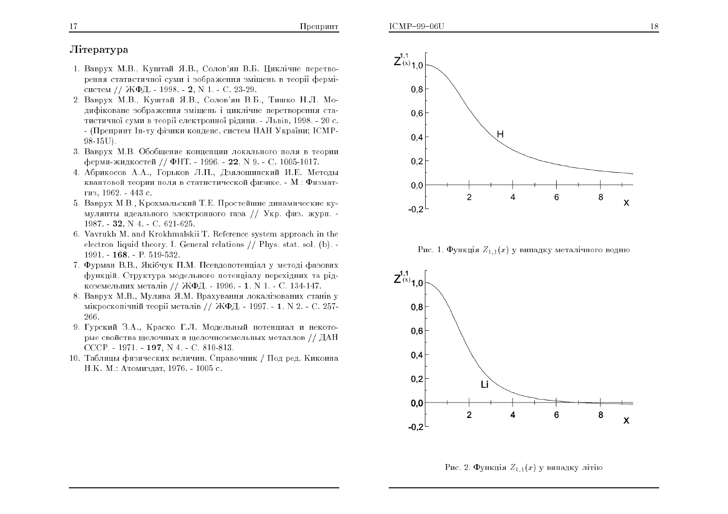## Література

1. Ваврух М.В., Куштай Я.В., Солов'ян В.Б. Циклічне перетворення статистичної суми і зображення зміщень в теорії фермі-систем // ЖФД. - 1998. - **2**, N 1. - С. 23-29.
2. Ваврух М.В., Куштай Я.В., Солов'ян В.Б., Тишко Н.Л. Модифіковане зображення зміщень і циклічне перетворення статистичної суми в теорії електронної рідини. - Львів, 1998. - 20 с. - (Препринт Ін-ту фізики конденс. систем НАН України; ICMP-98-15U).
3. Ваврух М.В. Обобщение концепции локального поля в теории ферми-жидкостей // ФНТ. - 1996. - **22**, N 9. - С. 1005-1017.
4. Абрикосов А.А., Горьков Л.П., Дзялошинский И.Е. Методы квантовой теории поля в статистической физике. - М.: Физматгиз, 1962. - 443 с.
5. Ваврух М.В., Крохмальский Т.Е. Простейшие динамические кумулянты идеального электронного газа // Укр. физ. журн. - 1987. - **32**, N 4. - С. 621-625.
6. Vavrukh M. and Krokhmalskii T. Reference system approach in the electron liquid theory. I. General relations // Phys. stat. sol. (b). - 1991. - **168**. - P. 519-532.
7. Фурман В.В., Якібчук П.М. Псевдопотенціал у методі фазових функцій. Структура модельного потенціалу перехідних та рідкоземельних металів // ЖФД. - 1996. - **1**, N 1. - С. 134-147.
8. Ваврух М.В., Мулява Я.М. Врахування локалізованих станів у мікроскопічній теорії металів // ЖФД. - 1997. - **1**, N 2. - С. 257-266.
9. Гурский З.А., Краско Г.Л. Модельный потенциал и некоторые свойства щелочных и щелочноземельных металлов // ДАН СССР. - 1971. - **197**, N 4. - С. 810-813.
10. Таблицы физических величин. Справочник / Под ред. Кикоина Н.К. М.: Атомиздат, 1976. - 1005 с.

Рис. 1. Функція $Z_{1,1}(x)$ у випадку металічного водню

Рис. 2. Функція $Z_{1,1}(x)$ у випадку літію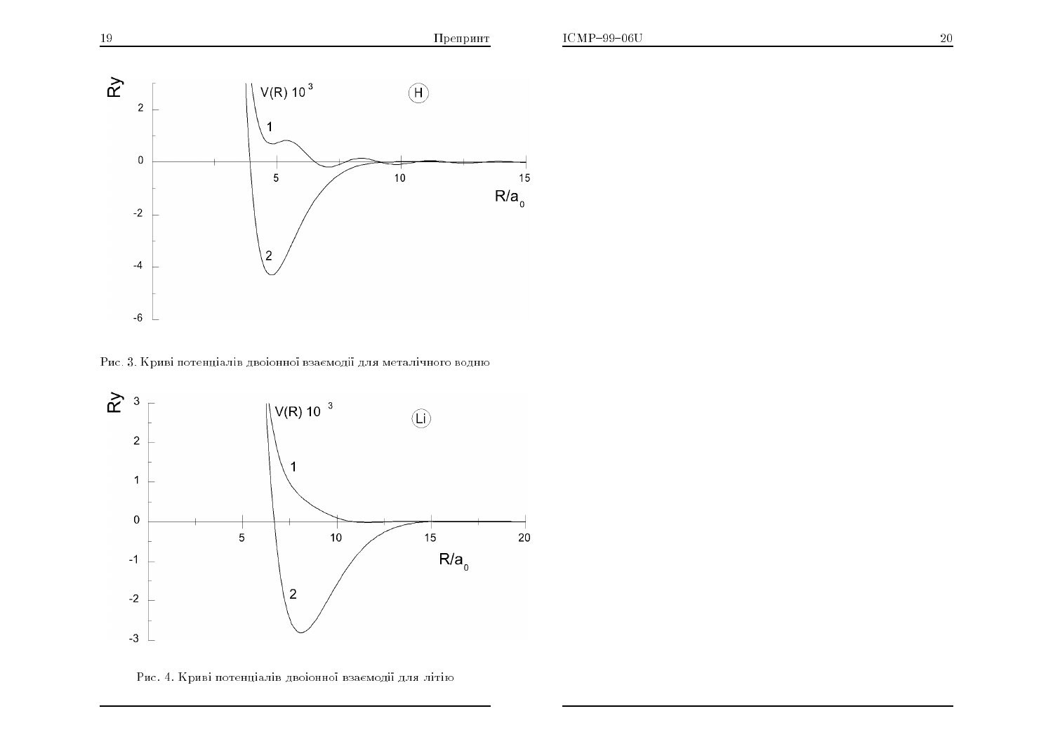Рис. 3. Криві потенціалів двоіонної взаємодії для металічного водню

Рис. 4. Криві потенціалів двоіонної взаємодії для літію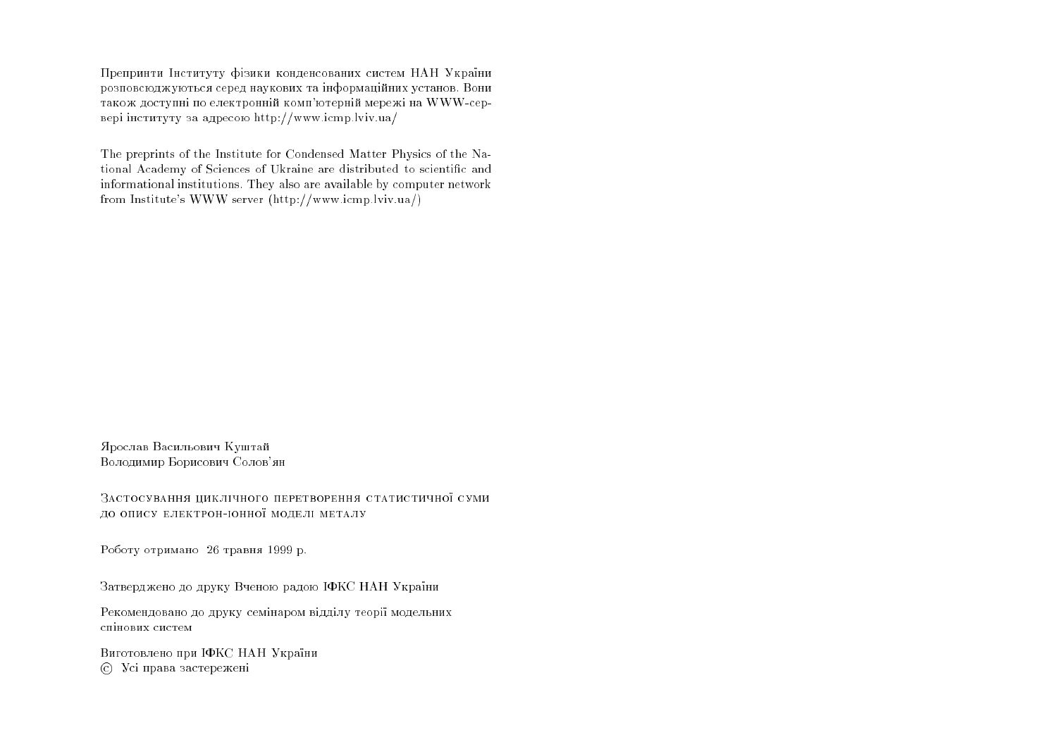Препринти Інституту фізики конденсованих систем НАН України розповсюджуються серед наукових та інформаційних установ. Вони також доступні по електронній комп'ютерній мережі на WWW-сервері інституту за адресою http://www.icmp.lviv.ua/

The preprints of the Institute for Condensed Matter Physics of the National Academy of Sciences of Ukraine are distributed to scientific and informational institutions. They also are available by computer network from Institute's WWW server (http://www.icmp.lviv.ua/)

Ярослав Васильович Куштай
Володимир Борисович Солов'ян

Застосування циклічного перетворення статистичної суми до опису електрон-іонної моделі металу

Роботу отримано 26 травня 1999 р.

Затверджено до друку Вченою радою ІФКС НАН України

Рекомендовано до друку семінаром відділу теорії модельних спінових систем

Виготовлено при ІФКС НАН України
© Усі права застережені